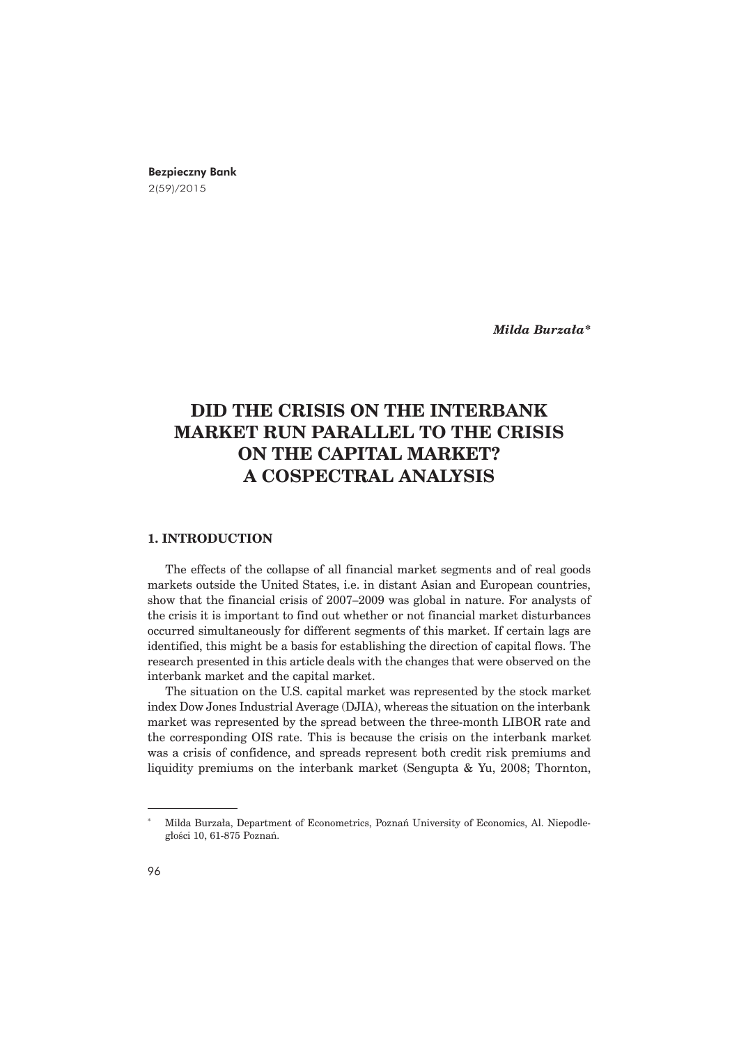*Milda Burzała*[*]

# DID THE CRISIS ON THE INTERBANK MARKET RUN PARALLEL TO THE CRISIS ON THE CAPITAL MARKET? A COSPECTRAL ANALYSIS

## 1. INTRODUCTION

The effects of the collapse of all financial market segments and of real goods markets outside the United States, i.e. in distant Asian and European countries, show that the financial crisis of 2007–2009 was global in nature. For analysts of the crisis it is important to find out whether or not financial market disturbances occurred simultaneously for different segments of this market. If certain lags are identified, this might be a basis for establishing the direction of capital flows. The research presented in this article deals with the changes that were observed on the interbank market and the capital market.

The situation on the U.S. capital market was represented by the stock market index Dow Jones Industrial Average (DJIA), whereas the situation on the interbank market was represented by the spread between the three-month LIBOR rate and the corresponding OIS rate. This is because the crisis on the interbank market was a crisis of confidence, and spreads represent both credit risk premiums and liquidity premiums on the interbank market (Sengupta & Yu, 2008; Thornton,

---

[*] Milda Burzała, Department of Econometrics, Poznań University of Economics, Al. Niepodległości 10, 61-875 Poznań.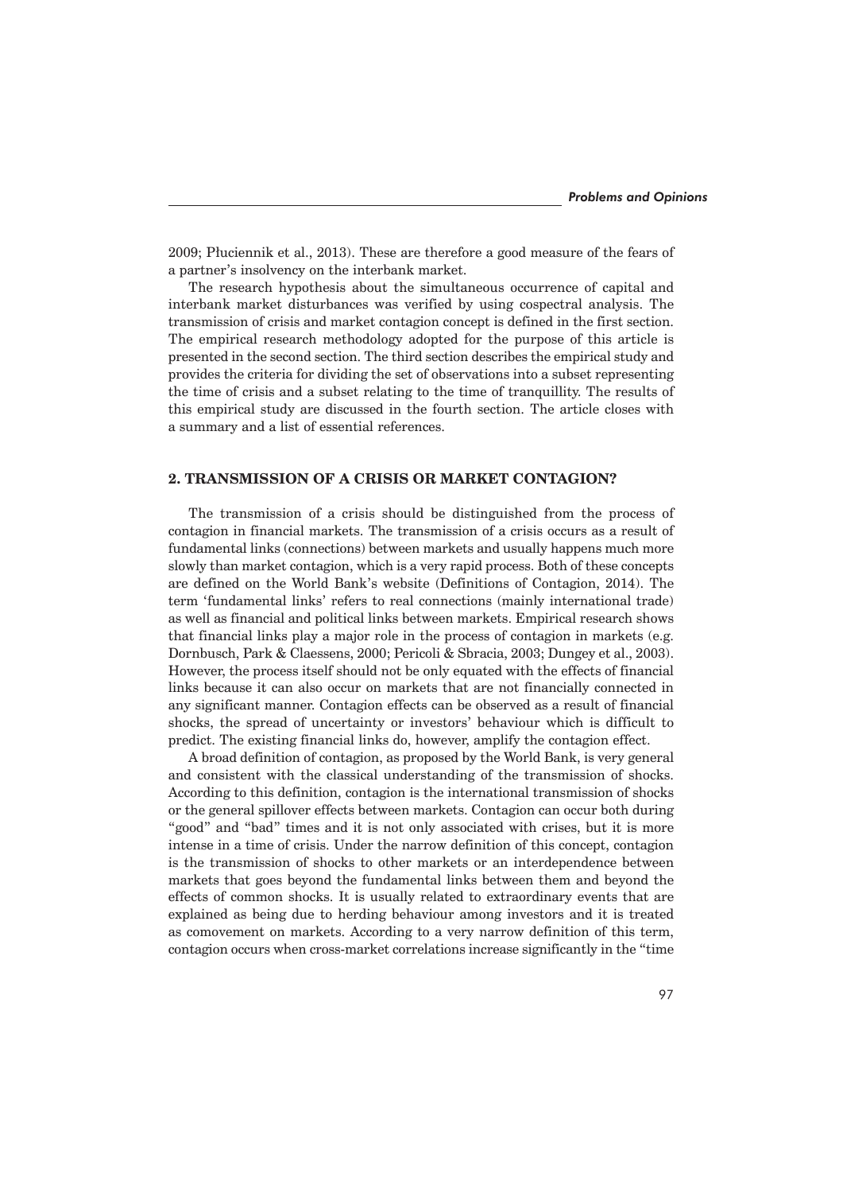2009; Płuciennik et al., 2013). These are therefore a good measure of the fears of a partner's insolvency on the interbank market.

The research hypothesis about the simultaneous occurrence of capital and interbank market disturbances was verified by using cospectral analysis. The transmission of crisis and market contagion concept is defined in the first section. The empirical research methodology adopted for the purpose of this article is presented in the second section. The third section describes the empirical study and provides the criteria for dividing the set of observations into a subset representing the time of crisis and a subset relating to the time of tranquillity. The results of this empirical study are discussed in the fourth section. The article closes with a summary and a list of essential references.

## 2. TRANSMISSION OF A CRISIS OR MARKET CONTAGION?

The transmission of a crisis should be distinguished from the process of contagion in financial markets. The transmission of a crisis occurs as a result of fundamental links (connections) between markets and usually happens much more slowly than market contagion, which is a very rapid process. Both of these concepts are defined on the World Bank's website (Definitions of Contagion, 2014). The term 'fundamental links' refers to real connections (mainly international trade) as well as financial and political links between markets. Empirical research shows that financial links play a major role in the process of contagion in markets (e.g. Dornbusch, Park & Claessens, 2000; Pericoli & Sbracia, 2003; Dungey et al., 2003). However, the process itself should not be only equated with the effects of financial links because it can also occur on markets that are not financially connected in any significant manner. Contagion effects can be observed as a result of financial shocks, the spread of uncertainty or investors' behaviour which is difficult to predict. The existing financial links do, however, amplify the contagion effect.

A broad definition of contagion, as proposed by the World Bank, is very general and consistent with the classical understanding of the transmission of shocks. According to this definition, contagion is the international transmission of shocks or the general spillover effects between markets. Contagion can occur both during "good" and "bad" times and it is not only associated with crises, but it is more intense in a time of crisis. Under the narrow definition of this concept, contagion is the transmission of shocks to other markets or an interdependence between markets that goes beyond the fundamental links between them and beyond the effects of common shocks. It is usually related to extraordinary events that are explained as being due to herding behaviour among investors and it is treated as comovement on markets. According to a very narrow definition of this term, contagion occurs when cross-market correlations increase significantly in the "time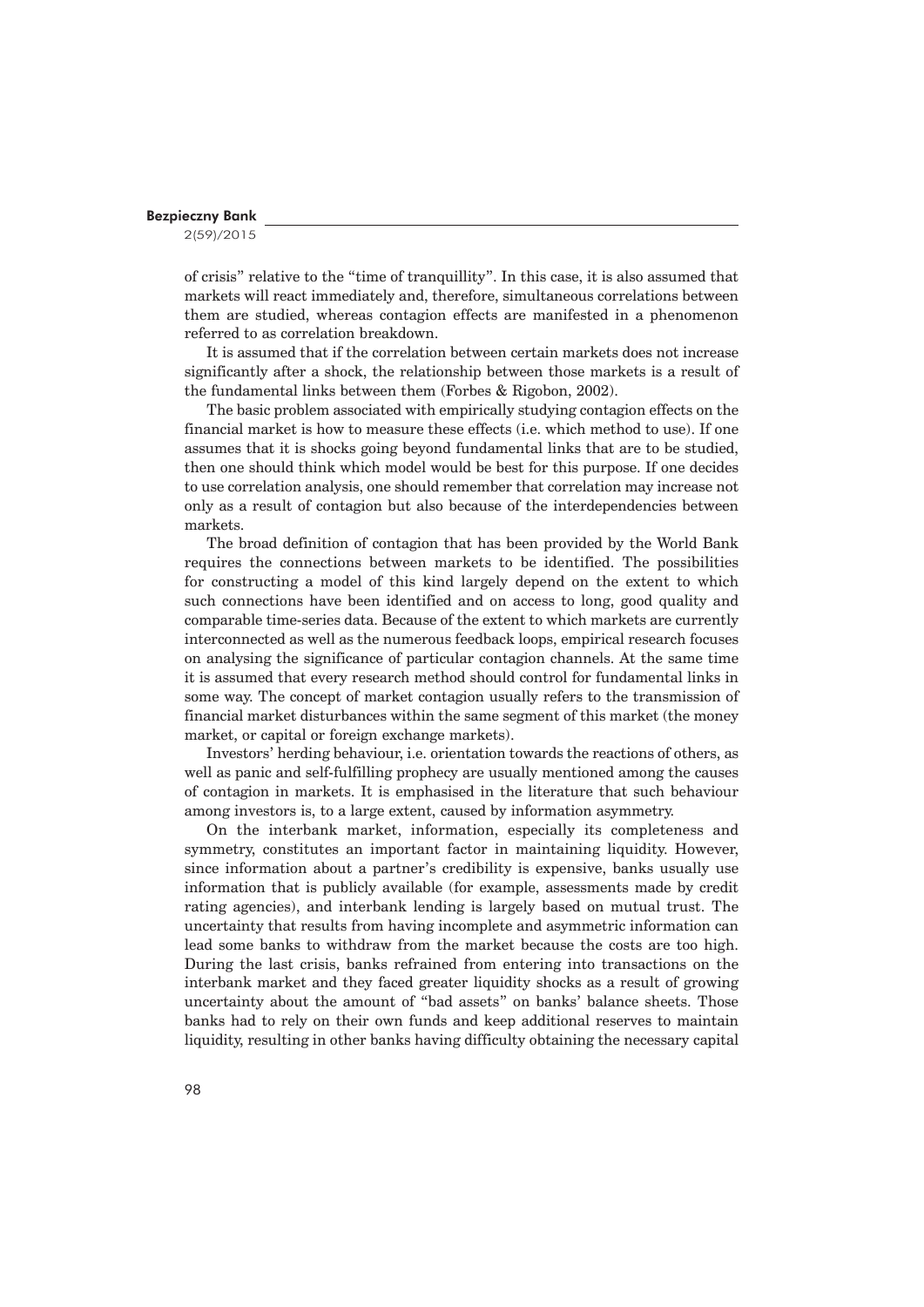of crisis" relative to the "time of tranquillity". In this case, it is also assumed that markets will react immediately and, therefore, simultaneous correlations between them are studied, whereas contagion effects are manifested in a phenomenon referred to as correlation breakdown.

It is assumed that if the correlation between certain markets does not increase significantly after a shock, the relationship between those markets is a result of the fundamental links between them (Forbes & Rigobon, 2002).

The basic problem associated with empirically studying contagion effects on the financial market is how to measure these effects (i.e. which method to use). If one assumes that it is shocks going beyond fundamental links that are to be studied, then one should think which model would be best for this purpose. If one decides to use correlation analysis, one should remember that correlation may increase not only as a result of contagion but also because of the interdependencies between markets.

The broad definition of contagion that has been provided by the World Bank requires the connections between markets to be identified. The possibilities for constructing a model of this kind largely depend on the extent to which such connections have been identified and on access to long, good quality and comparable time-series data. Because of the extent to which markets are currently interconnected as well as the numerous feedback loops, empirical research focuses on analysing the significance of particular contagion channels. At the same time it is assumed that every research method should control for fundamental links in some way. The concept of market contagion usually refers to the transmission of financial market disturbances within the same segment of this market (the money market, or capital or foreign exchange markets).

Investors' herding behaviour, i.e. orientation towards the reactions of others, as well as panic and self-fulfilling prophecy are usually mentioned among the causes of contagion in markets. It is emphasised in the literature that such behaviour among investors is, to a large extent, caused by information asymmetry.

On the interbank market, information, especially its completeness and symmetry, constitutes an important factor in maintaining liquidity. However, since information about a partner's credibility is expensive, banks usually use information that is publicly available (for example, assessments made by credit rating agencies), and interbank lending is largely based on mutual trust. The uncertainty that results from having incomplete and asymmetric information can lead some banks to withdraw from the market because the costs are too high. During the last crisis, banks refrained from entering into transactions on the interbank market and they faced greater liquidity shocks as a result of growing uncertainty about the amount of "bad assets" on banks' balance sheets. Those banks had to rely on their own funds and keep additional reserves to maintain liquidity, resulting in other banks having difficulty obtaining the necessary capital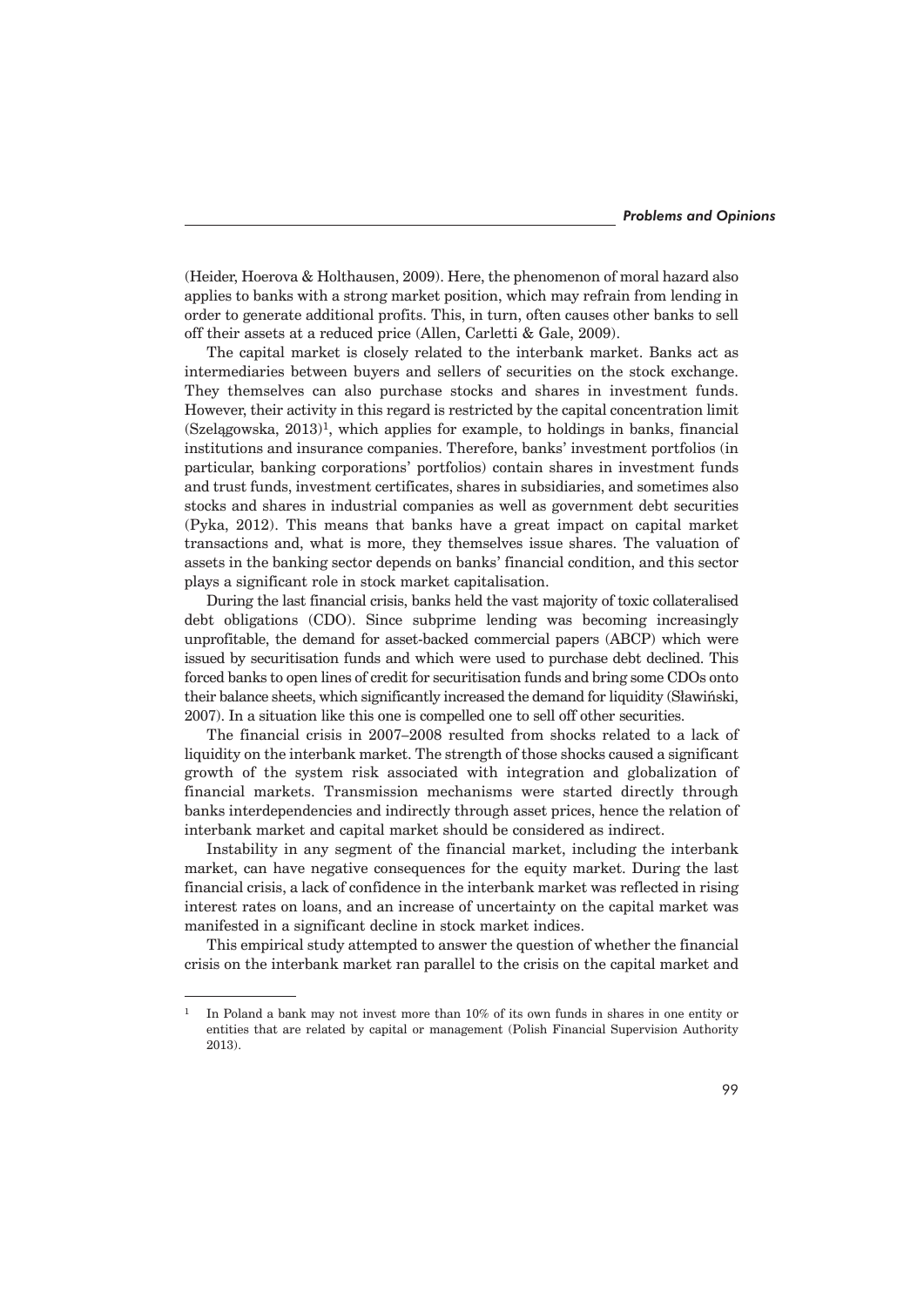(Heider, Hoerova & Holthausen, 2009). Here, the phenomenon of moral hazard also applies to banks with a strong market position, which may refrain from lending in order to generate additional profits. This, in turn, often causes other banks to sell off their assets at a reduced price (Allen, Carletti & Gale, 2009).

The capital market is closely related to the interbank market. Banks act as intermediaries between buyers and sellers of securities on the stock exchange. They themselves can also purchase stocks and shares in investment funds. However, their activity in this regard is restricted by the capital concentration limit (Szelągowska, 2013)[1], which applies for example, to holdings in banks, financial institutions and insurance companies. Therefore, banks' investment portfolios (in particular, banking corporations' portfolios) contain shares in investment funds and trust funds, investment certificates, shares in subsidiaries, and sometimes also stocks and shares in industrial companies as well as government debt securities (Pyka, 2012). This means that banks have a great impact on capital market transactions and, what is more, they themselves issue shares. The valuation of assets in the banking sector depends on banks' financial condition, and this sector plays a significant role in stock market capitalisation.

During the last financial crisis, banks held the vast majority of toxic collateralised debt obligations (CDO). Since subprime lending was becoming increasingly unprofitable, the demand for asset-backed commercial papers (ABCP) which were issued by securitisation funds and which were used to purchase debt declined. This forced banks to open lines of credit for securitisation funds and bring some CDOs onto their balance sheets, which significantly increased the demand for liquidity (Sławiński, 2007). In a situation like this one is compelled one to sell off other securities.

The financial crisis in 2007–2008 resulted from shocks related to a lack of liquidity on the interbank market. The strength of those shocks caused a significant growth of the system risk associated with integration and globalization of financial markets. Transmission mechanisms were started directly through banks interdependencies and indirectly through asset prices, hence the relation of interbank market and capital market should be considered as indirect.

Instability in any segment of the financial market, including the interbank market, can have negative consequences for the equity market. During the last financial crisis, a lack of confidence in the interbank market was reflected in rising interest rates on loans, and an increase of uncertainty on the capital market was manifested in a significant decline in stock market indices.

This empirical study attempted to answer the question of whether the financial crisis on the interbank market ran parallel to the crisis on the capital market and

---

[1] In Poland a bank may not invest more than 10% of its own funds in shares in one entity or entities that are related by capital or management (Polish Financial Supervision Authority 2013).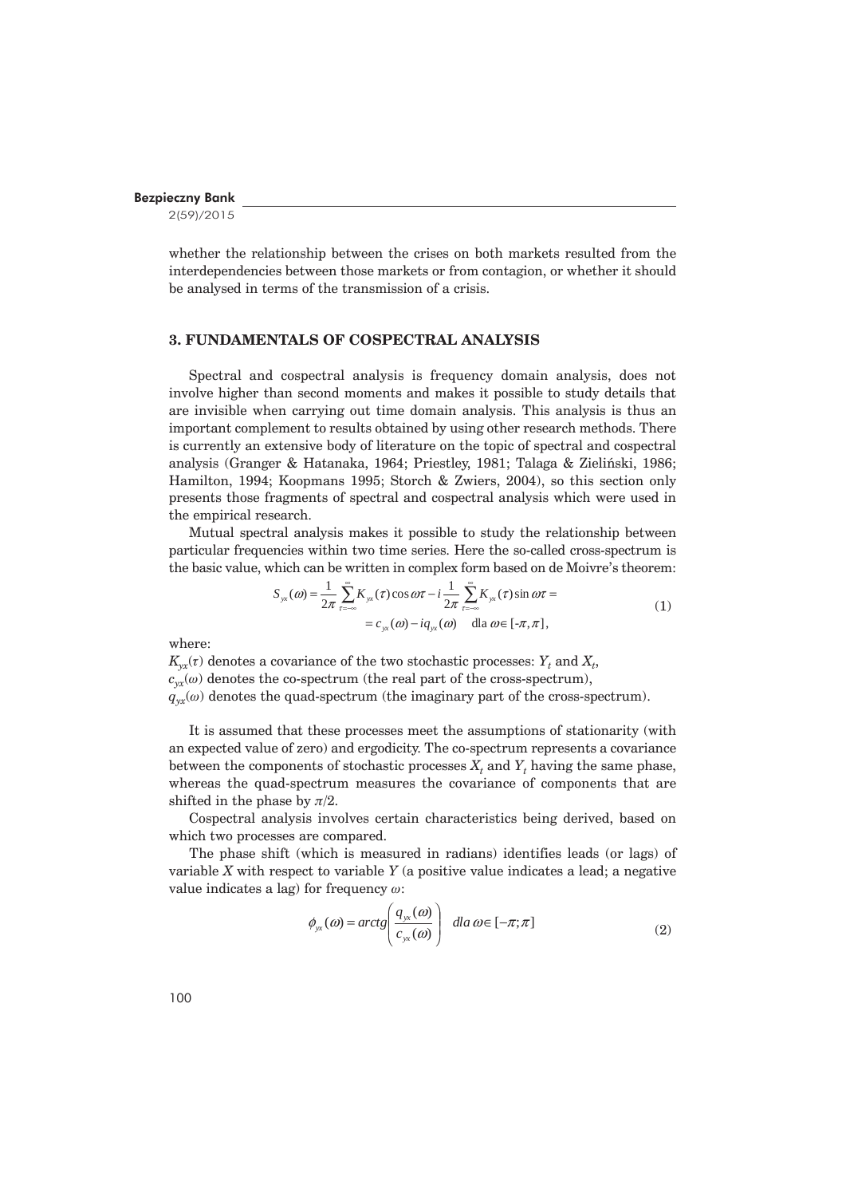whether the relationship between the crises on both markets resulted from the interdependencies between those markets or from contagion, or whether it should be analysed in terms of the transmission of a crisis.

## 3. FUNDAMENTALS OF COSPECTRAL ANALYSIS

Spectral and cospectral analysis is frequency domain analysis, does not involve higher than second moments and makes it possible to study details that are invisible when carrying out time domain analysis. This analysis is thus an important complement to results obtained by using other research methods. There is currently an extensive body of literature on the topic of spectral and cospectral analysis (Granger & Hatanaka, 1964; Priestley, 1981; Talaga & Zieliński, 1986; Hamilton, 1994; Koopmans 1995; Storch & Zwiers, 2004), so this section only presents those fragments of spectral and cospectral analysis which were used in the empirical research.

Mutual spectral analysis makes it possible to study the relationship between particular frequencies within two time series. Here the so-called cross-spectrum is the basic value, which can be written in complex form based on de Moivre's theorem:

$$S_{yx}(\omega) = \frac{1}{2\pi}\sum_{\tau=-\infty}^{\infty} K_{yx}(\tau)\cos\omega\tau - i\frac{1}{2\pi}\sum_{\tau=-\infty}^{\infty} K_{yx}(\tau)\sin\omega\tau = c_{yx}(\omega) - iq_{yx}(\omega) \quad \text{dla } \omega \in [-\pi, \pi], \tag{1}$$

where:

$K_{yx}(\tau)$ denotes a covariance of the two stochastic processes: $Y_t$ and $X_t$,

$c_{yx}(\omega)$ denotes the co-spectrum (the real part of the cross-spectrum),

$q_{yx}(\omega)$ denotes the quad-spectrum (the imaginary part of the cross-spectrum).

It is assumed that these processes meet the assumptions of stationarity (with an expected value of zero) and ergodicity. The co-spectrum represents a covariance between the components of stochastic processes $X_t$ and $Y_t$ having the same phase, whereas the quad-spectrum measures the covariance of components that are shifted in the phase by $\pi/2$.

Cospectral analysis involves certain characteristics being derived, based on which two processes are compared.

The phase shift (which is measured in radians) identifies leads (or lags) of variable $X$ with respect to variable $Y$ (a positive value indicates a lead; a negative value indicates a lag) for frequency $\omega$:

$$\phi_{yx}(\omega) = arctg\left(\frac{q_{yx}(\omega)}{c_{yx}(\omega)}\right) \quad dla\ \omega \in [-\pi; \pi] \tag{2}$$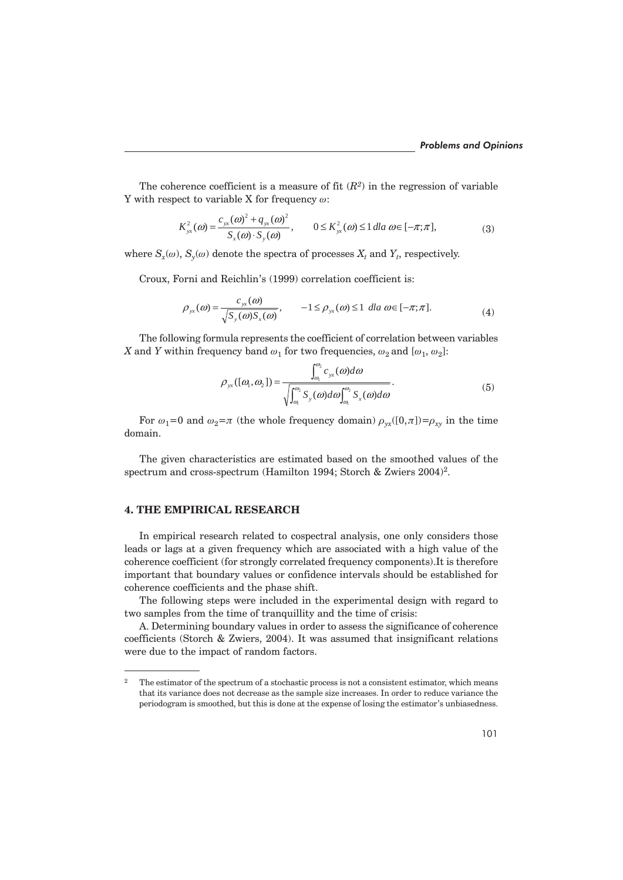The coherence coefficient is a measure of fit ($R^2$) in the regression of variable Y with respect to variable X for frequency $\omega$:

$$K_{yx}^2(\omega) = \frac{c_{yx}(\omega)^2 + q_{yx}(\omega)^2}{S_x(\omega) \cdot S_y(\omega)}, \qquad 0 \le K_{yx}^2(\omega) \le 1 \; dla \; \omega \in [-\pi;\pi], \tag{3}$$

where $S_x(\omega)$, $S_y(\omega)$ denote the spectra of processes $X_t$ and $Y_t$, respectively.

Croux, Forni and Reichlin's (1999) correlation coefficient is:

$$\rho_{yx}(\omega) = \frac{c_{yx}(\omega)}{\sqrt{S_y(\omega) S_x(\omega)}}, \qquad -1 \le \rho_{yx}(\omega) \le 1 \;\; dla \; \omega \in [-\pi;\pi]. \tag{4}$$

The following formula represents the coefficient of correlation between variables $X$ and $Y$ within frequency band $\omega_1$ for two frequencies, $\omega_2$ and $[\omega_1, \omega_2]$:

$$\rho_{yx}([\omega_1, \omega_2]) = \frac{\int_{\omega_1}^{\omega_2} c_{yx}(\omega) d\omega}{\sqrt{\int_{\omega_1}^{\omega_2} S_y(\omega) d\omega \int_{\omega_1}^{\omega_2} S_x(\omega) d\omega}}. \tag{5}$$

For $\omega_1=0$ and $\omega_2=\pi$ (the whole frequency domain) $\rho_{yx}([0,\pi])=\rho_{xy}$ in the time domain.

The given characteristics are estimated based on the smoothed values of the spectrum and cross-spectrum (Hamilton 1994; Storch & Zwiers 2004)[2].

## 4. THE EMPIRICAL RESEARCH

In empirical research related to cospectral analysis, one only considers those leads or lags at a given frequency which are associated with a high value of the coherence coefficient (for strongly correlated frequency components).It is therefore important that boundary values or confidence intervals should be established for coherence coefficients and the phase shift.

The following steps were included in the experimental design with regard to two samples from the time of tranquillity and the time of crisis:

A. Determining boundary values in order to assess the significance of coherence coefficients (Storch & Zwiers, 2004). It was assumed that insignificant relations were due to the impact of random factors.

---

[2] The estimator of the spectrum of a stochastic process is not a consistent estimator, which means that its variance does not decrease as the sample size increases. In order to reduce variance the periodogram is smoothed, but this is done at the expense of losing the estimator's unbiasedness.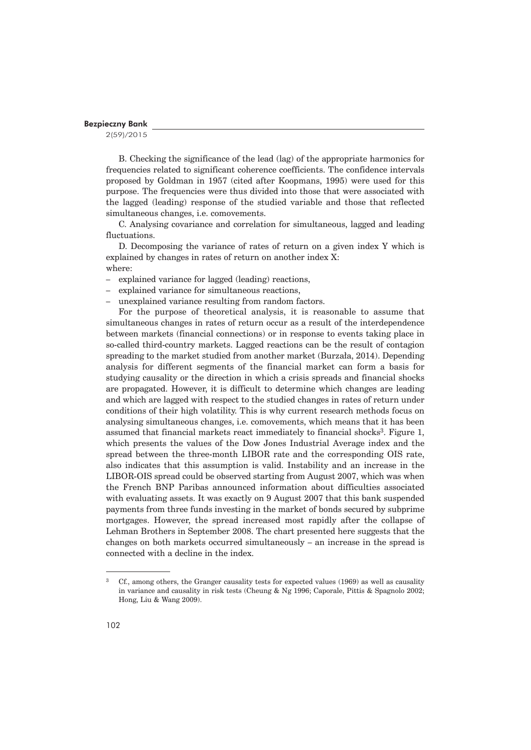B. Checking the significance of the lead (lag) of the appropriate harmonics for frequencies related to significant coherence coefficients. The confidence intervals proposed by Goldman in 1957 (cited after Koopmans, 1995) were used for this purpose. The frequencies were thus divided into those that were associated with the lagged (leading) response of the studied variable and those that reflected simultaneous changes, i.e. comovements.

C. Analysing covariance and correlation for simultaneous, lagged and leading fluctuations.

D. Decomposing the variance of rates of return on a given index Y which is explained by changes in rates of return on another index X:

where:

- explained variance for lagged (leading) reactions,
- explained variance for simultaneous reactions,
- unexplained variance resulting from random factors.

For the purpose of theoretical analysis, it is reasonable to assume that simultaneous changes in rates of return occur as a result of the interdependence between markets (financial connections) or in response to events taking place in so-called third-country markets. Lagged reactions can be the result of contagion spreading to the market studied from another market (Burzała, 2014). Depending analysis for different segments of the financial market can form a basis for studying causality or the direction in which a crisis spreads and financial shocks are propagated. However, it is difficult to determine which changes are leading and which are lagged with respect to the studied changes in rates of return under conditions of their high volatility. This is why current research methods focus on analysing simultaneous changes, i.e. comovements, which means that it has been assumed that financial markets react immediately to financial shocks[3]. Figure 1, which presents the values of the Dow Jones Industrial Average index and the spread between the three-month LIBOR rate and the corresponding OIS rate, also indicates that this assumption is valid. Instability and an increase in the LIBOR-OIS spread could be observed starting from August 2007, which was when the French BNP Paribas announced information about difficulties associated with evaluating assets. It was exactly on 9 August 2007 that this bank suspended payments from three funds investing in the market of bonds secured by subprime mortgages. However, the spread increased most rapidly after the collapse of Lehman Brothers in September 2008. The chart presented here suggests that the changes on both markets occurred simultaneously – an increase in the spread is connected with a decline in the index.

[3] Cf., among others, the Granger causality tests for expected values (1969) as well as causality in variance and causality in risk tests (Cheung & Ng 1996; Caporale, Pittis & Spagnolo 2002; Hong, Liu & Wang 2009).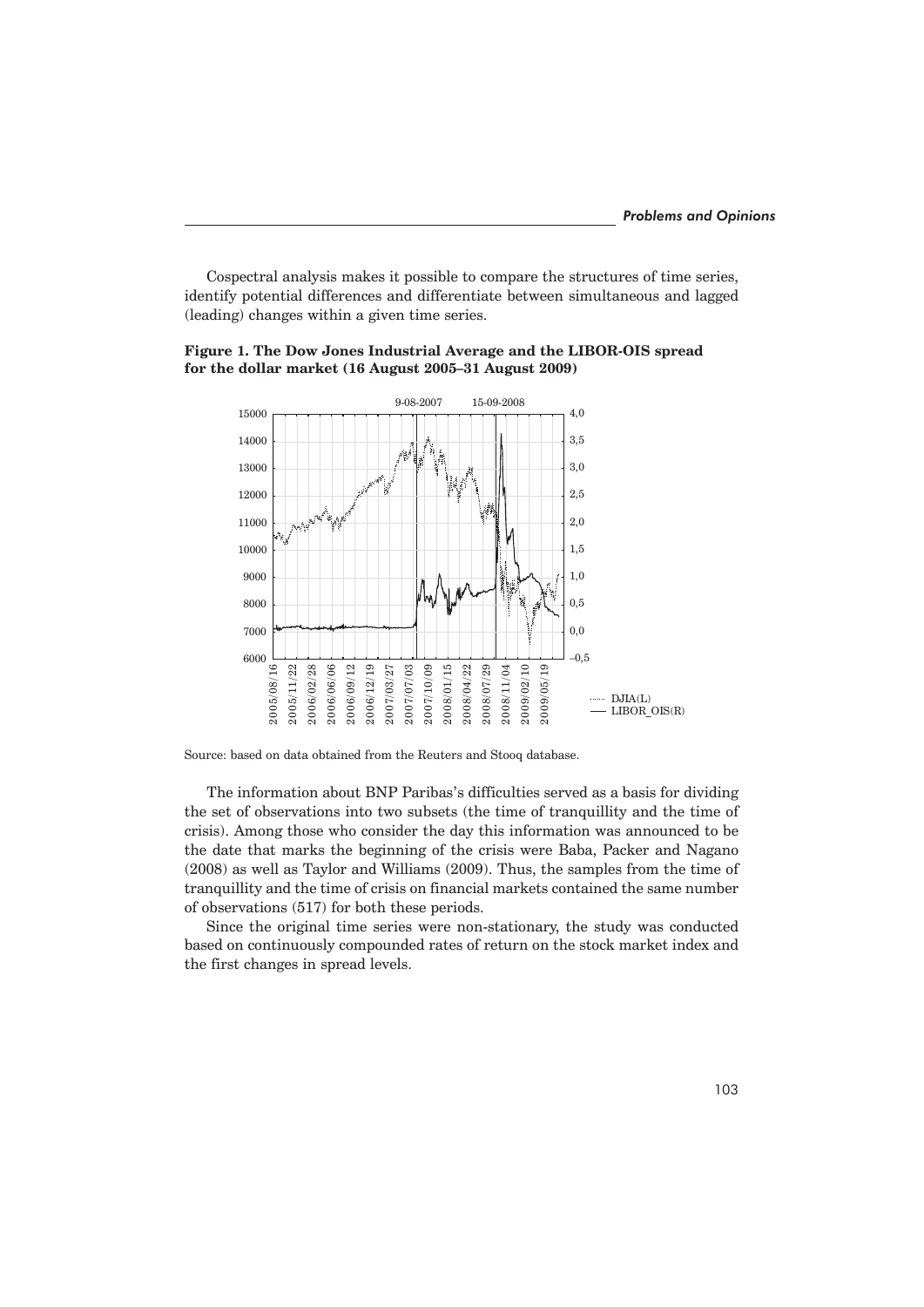Cospectral analysis makes it possible to compare the structures of time series, identify potential differences and differentiate between simultaneous and lagged (leading) changes within a given time series.

**Figure 1. The Dow Jones Industrial Average and the LIBOR-OIS spread for the dollar market (16 August 2005–31 August 2009)**

Source: based on data obtained from the Reuters and Stooq database.

The information about BNP Paribas's difficulties served as a basis for dividing the set of observations into two subsets (the time of tranquillity and the time of crisis). Among those who consider the day this information was announced to be the date that marks the beginning of the crisis were Baba, Packer and Nagano (2008) as well as Taylor and Williams (2009). Thus, the samples from the time of tranquillity and the time of crisis on financial markets contained the same number of observations (517) for both these periods.

Since the original time series were non-stationary, the study was conducted based on continuously compounded rates of return on the stock market index and the first changes in spread levels.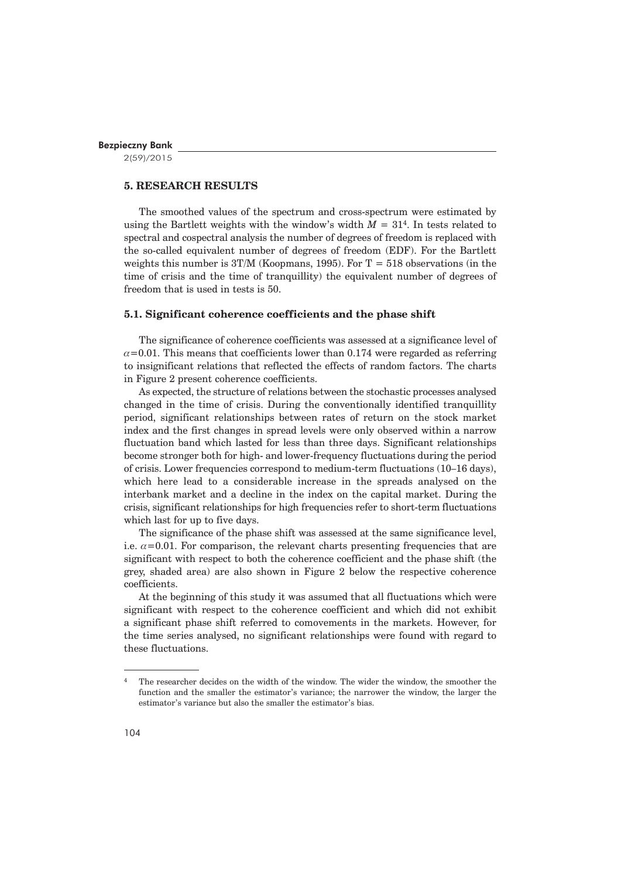## 5. RESEARCH RESULTS

The smoothed values of the spectrum and cross-spectrum were estimated by using the Bartlett weights with the window's width $M = 31$[4]. In tests related to spectral and cospectral analysis the number of degrees of freedom is replaced with the so-called equivalent number of degrees of freedom (EDF). For the Bartlett weights this number is 3T/M (Koopmans, 1995). For T = 518 observations (in the time of crisis and the time of tranquillity) the equivalent number of degrees of freedom that is used in tests is 50.

### 5.1. Significant coherence coefficients and the phase shift

The significance of coherence coefficients was assessed at a significance level of $\alpha$=0.01. This means that coefficients lower than 0.174 were regarded as referring to insignificant relations that reflected the effects of random factors. The charts in Figure 2 present coherence coefficients.

As expected, the structure of relations between the stochastic processes analysed changed in the time of crisis. During the conventionally identified tranquillity period, significant relationships between rates of return on the stock market index and the first changes in spread levels were only observed within a narrow fluctuation band which lasted for less than three days. Significant relationships become stronger both for high- and lower-frequency fluctuations during the period of crisis. Lower frequencies correspond to medium-term fluctuations (10–16 days), which here lead to a considerable increase in the spreads analysed on the interbank market and a decline in the index on the capital market. During the crisis, significant relationships for high frequencies refer to short-term fluctuations which last for up to five days.

The significance of the phase shift was assessed at the same significance level, i.e. $\alpha$=0.01. For comparison, the relevant charts presenting frequencies that are significant with respect to both the coherence coefficient and the phase shift (the grey, shaded area) are also shown in Figure 2 below the respective coherence coefficients.

At the beginning of this study it was assumed that all fluctuations which were significant with respect to the coherence coefficient and which did not exhibit a significant phase shift referred to comovements in the markets. However, for the time series analysed, no significant relationships were found with regard to these fluctuations.

---

[4] The researcher decides on the width of the window. The wider the window, the smoother the function and the smaller the estimator's variance; the narrower the window, the larger the estimator's variance but also the smaller the estimator's bias.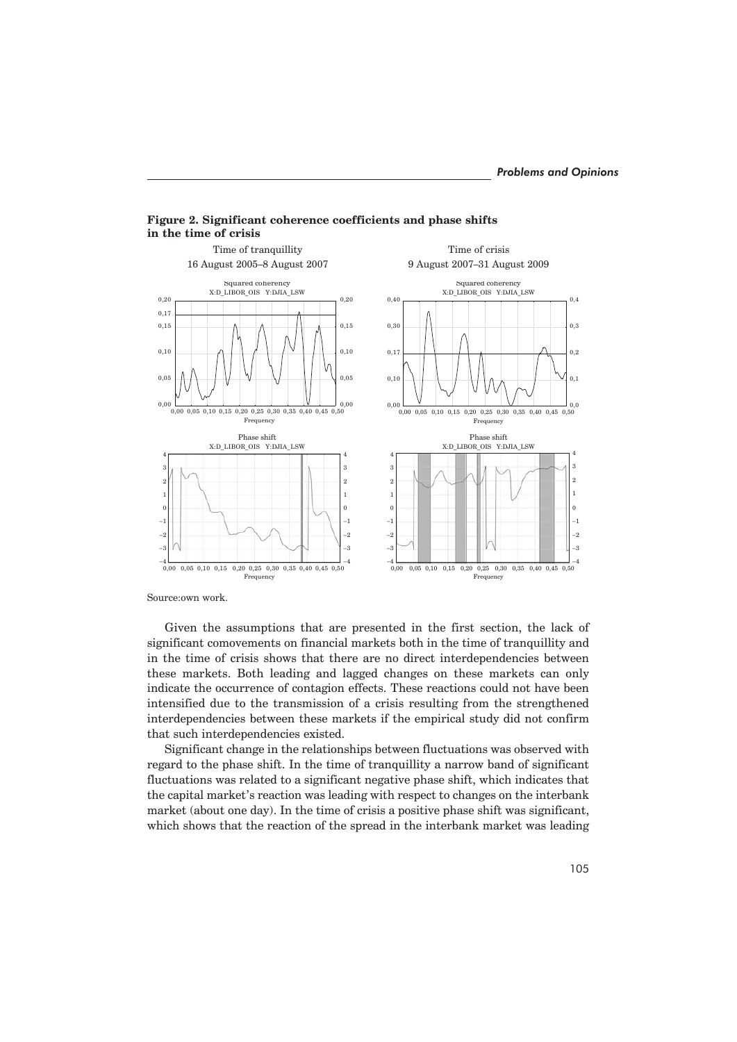**Figure 2. Significant coherence coefficients and phase shifts in the time of crisis**

Source:own work.

Given the assumptions that are presented in the first section, the lack of significant comovements on financial markets both in the time of tranquillity and in the time of crisis shows that there are no direct interdependencies between these markets. Both leading and lagged changes on these markets can only indicate the occurrence of contagion effects. These reactions could not have been intensified due to the transmission of a crisis resulting from the strengthened interdependencies between these markets if the empirical study did not confirm that such interdependencies existed.

Significant change in the relationships between fluctuations was observed with regard to the phase shift. In the time of tranquillity a narrow band of significant fluctuations was related to a significant negative phase shift, which indicates that the capital market's reaction was leading with respect to changes on the interbank market (about one day). In the time of crisis a positive phase shift was significant, which shows that the reaction of the spread in the interbank market was leading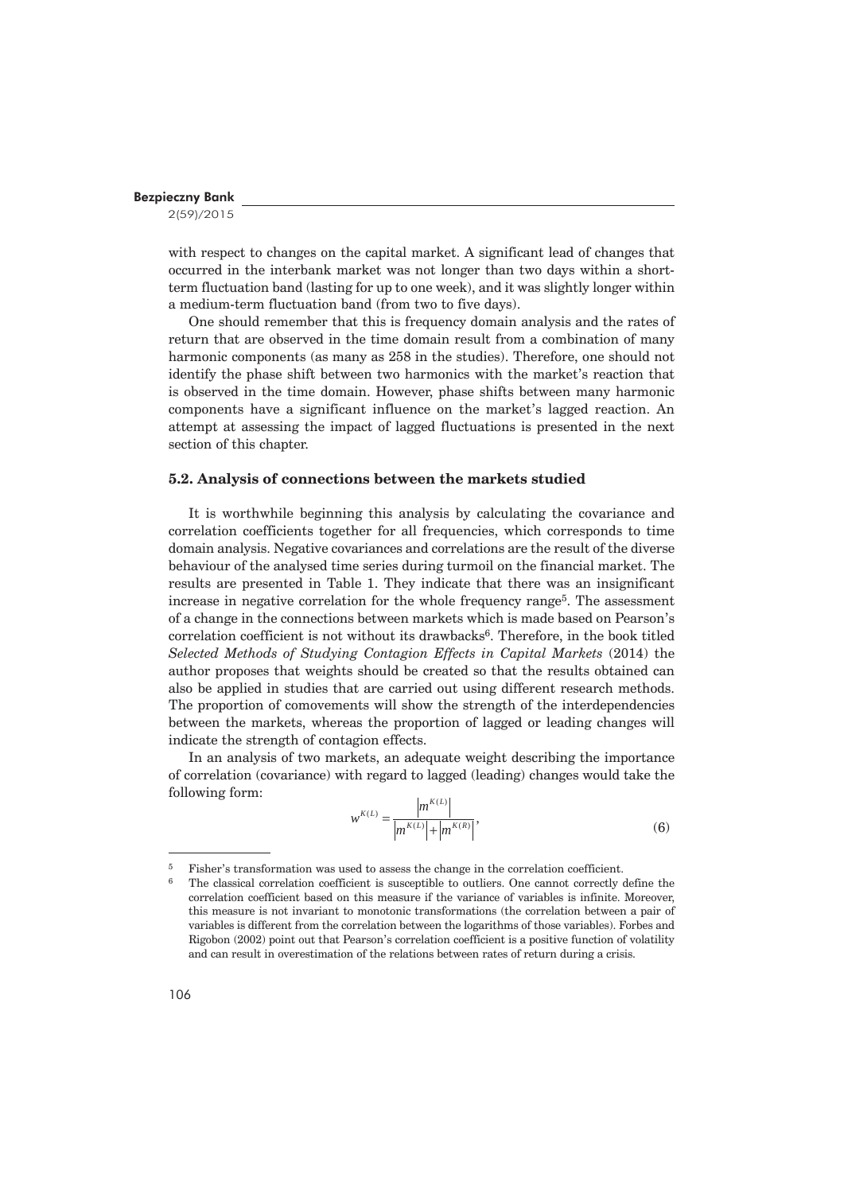with respect to changes on the capital market. A significant lead of changes that occurred in the interbank market was not longer than two days within a short-term fluctuation band (lasting for up to one week), and it was slightly longer within a medium-term fluctuation band (from two to five days).

One should remember that this is frequency domain analysis and the rates of return that are observed in the time domain result from a combination of many harmonic components (as many as 258 in the studies). Therefore, one should not identify the phase shift between two harmonics with the market's reaction that is observed in the time domain. However, phase shifts between many harmonic components have a significant influence on the market's lagged reaction. An attempt at assessing the impact of lagged fluctuations is presented in the next section of this chapter.

### 5.2. Analysis of connections between the markets studied

It is worthwhile beginning this analysis by calculating the covariance and correlation coefficients together for all frequencies, which corresponds to time domain analysis. Negative covariances and correlations are the result of the diverse behaviour of the analysed time series during turmoil on the financial market. The results are presented in Table 1. They indicate that there was an insignificant increase in negative correlation for the whole frequency range[5]. The assessment of a change in the connections between markets which is made based on Pearson's correlation coefficient is not without its drawbacks[6]. Therefore, in the book titled *Selected Methods of Studying Contagion Effects in Capital Markets* (2014) the author proposes that weights should be created so that the results obtained can also be applied in studies that are carried out using different research methods. The proportion of comovements will show the strength of the interdependencies between the markets, whereas the proportion of lagged or leading changes will indicate the strength of contagion effects.

In an analysis of two markets, an adequate weight describing the importance of correlation (covariance) with regard to lagged (leading) changes would take the following form:

$$w^{K(L)} = \frac{\left|m^{K(L)}\right|}{\left|m^{K(L)}\right| + \left|m^{K(R)}\right|}, \tag{6}$$

---

[5] Fisher's transformation was used to assess the change in the correlation coefficient.

[6] The classical correlation coefficient is susceptible to outliers. One cannot correctly define the correlation coefficient based on this measure if the variance of variables is infinite. Moreover, this measure is not invariant to monotonic transformations (the correlation between a pair of variables is different from the correlation between the logarithms of those variables). Forbes and Rigobon (2002) point out that Pearson's correlation coefficient is a positive function of volatility and can result in overestimation of the relations between rates of return during a crisis.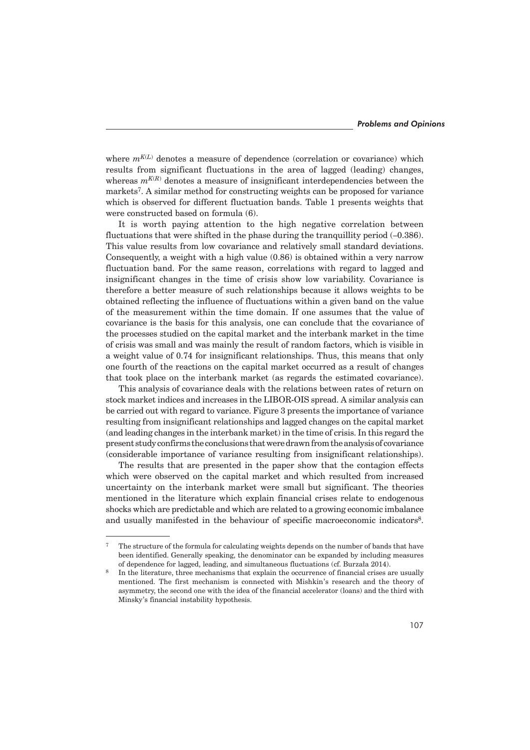where $m^{K(L)}$ denotes a measure of dependence (correlation or covariance) which results from significant fluctuations in the area of lagged (leading) changes, whereas $m^{K(R)}$ denotes a measure of insignificant interdependencies between the markets[7]. A similar method for constructing weights can be proposed for variance which is observed for different fluctuation bands. Table 1 presents weights that were constructed based on formula (6).

It is worth paying attention to the high negative correlation between fluctuations that were shifted in the phase during the tranquillity period (–0.386). This value results from low covariance and relatively small standard deviations. Consequently, a weight with a high value (0.86) is obtained within a very narrow fluctuation band. For the same reason, correlations with regard to lagged and insignificant changes in the time of crisis show low variability. Covariance is therefore a better measure of such relationships because it allows weights to be obtained reflecting the influence of fluctuations within a given band on the value of the measurement within the time domain. If one assumes that the value of covariance is the basis for this analysis, one can conclude that the covariance of the processes studied on the capital market and the interbank market in the time of crisis was small and was mainly the result of random factors, which is visible in a weight value of 0.74 for insignificant relationships. Thus, this means that only one fourth of the reactions on the capital market occurred as a result of changes that took place on the interbank market (as regards the estimated covariance).

This analysis of covariance deals with the relations between rates of return on stock market indices and increases in the LIBOR-OIS spread. A similar analysis can be carried out with regard to variance. Figure 3 presents the importance of variance resulting from insignificant relationships and lagged changes on the capital market (and leading changes in the interbank market) in the time of crisis. In this regard the present study confirms the conclusions that were drawn from the analysis of covariance (considerable importance of variance resulting from insignificant relationships).

The results that are presented in the paper show that the contagion effects which were observed on the capital market and which resulted from increased uncertainty on the interbank market were small but significant. The theories mentioned in the literature which explain financial crises relate to endogenous shocks which are predictable and which are related to a growing economic imbalance and usually manifested in the behaviour of specific macroeconomic indicators[8].

---

[7] The structure of the formula for calculating weights depends on the number of bands that have been identified. Generally speaking, the denominator can be expanded by including measures of dependence for lagged, leading, and simultaneous fluctuations (cf. Burzała 2014).

[8] In the literature, three mechanisms that explain the occurrence of financial crises are usually mentioned. The first mechanism is connected with Mishkin's research and the theory of asymmetry, the second one with the idea of the financial accelerator (loans) and the third with Minsky's financial instability hypothesis.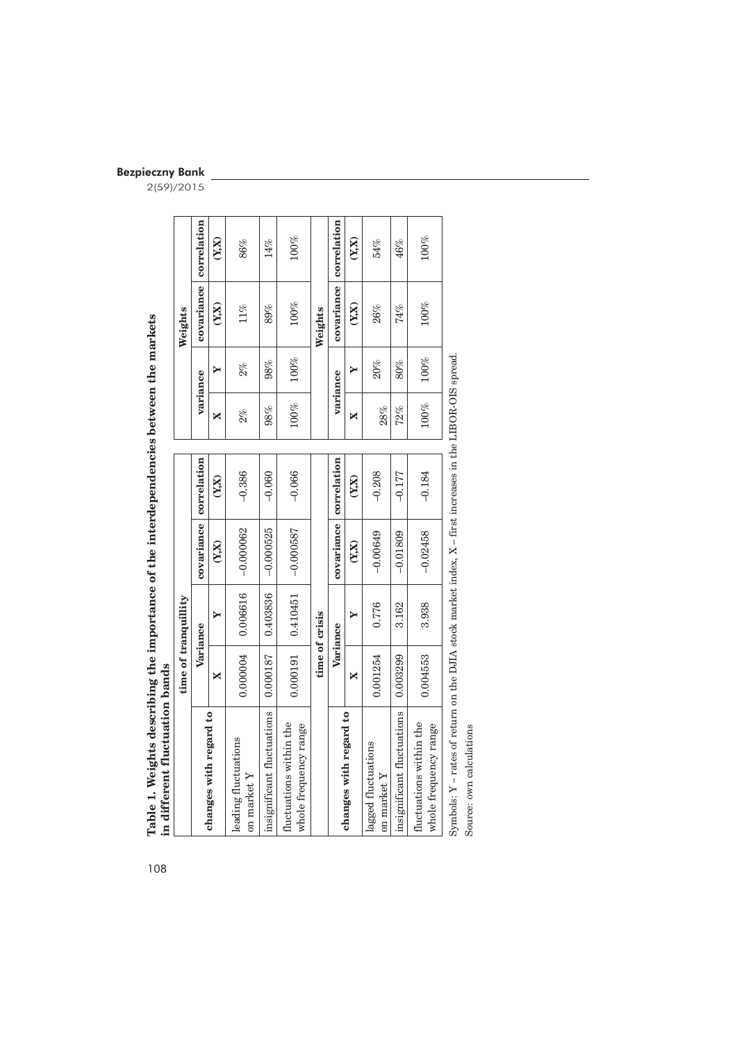**Table 1. Weights describing the importance of the interdependencies between the markets in different fluctuation bands**

| changes with regard to | time of tranquillity Variance X | Variance Y | covariance (Y,X) | correlation (Y,X) | Weights variance X | variance Y | covariance (Y,X) | correlation (Y,X) |
|---|---|---|---|---|---|---|---|---|
| leading fluctuations on market Y | 0.000004 | 0.006616 | –0.000062 | –0.386 | 2% | 2% | 11% | 86% |
| insignificant fluctuations | 0.000187 | 0.403836 | –0.000525 | –0.060 | 98% | 98% | 89% | 14% |
| fluctuations within the whole frequency range | 0.000191 | 0.410451 | –0.000587 | –0.066 | 100% | 100% | 100% | 100% |
| **changes with regard to** | **time of crisis Variance X** | **Variance Y** | **covariance (Y,X)** | **correlation (Y,X)** | **Weights variance X** | **variance Y** | **covariance (Y,X)** | **correlation (Y,X)** |
| lagged fluctuations on market Y | 0.001254 | 0.776 | –0.00649 | –0.208 | 28% | 20% | 26% | 54% |
| insignificant fluctuations | 0.003299 | 3.162 | –0.01809 | –0.177 | 72% | 80% | 74% | 46% |
| fluctuations within the whole frequency range | 0.004553 | 3.938 | –0.02458 | –0.184 | 100% | 100% | 100% | 100% |

Symbols: Y – rates of return on the DJIA stock market index, X – first increases in the LIBOR-OIS spread.

Source: own calculations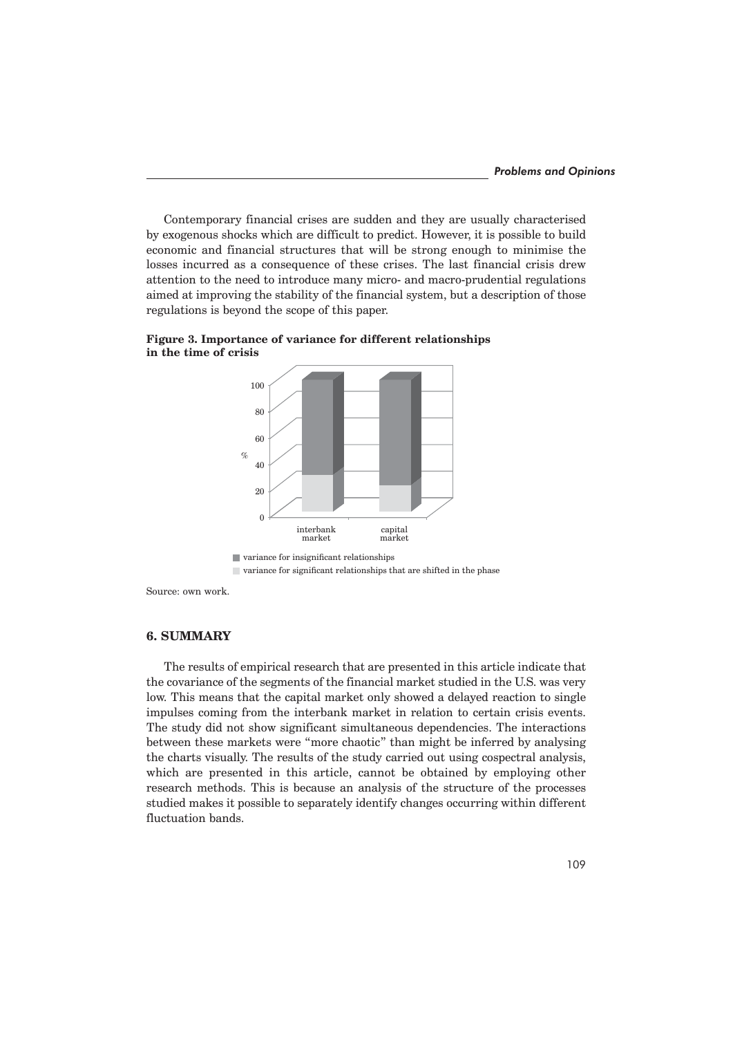Contemporary financial crises are sudden and they are usually characterised by exogenous shocks which are difficult to predict. However, it is possible to build economic and financial structures that will be strong enough to minimise the losses incurred as a consequence of these crises. The last financial crisis drew attention to the need to introduce many micro- and macro-prudential regulations aimed at improving the stability of the financial system, but a description of those regulations is beyond the scope of this paper.

**Figure 3. Importance of variance for different relationships in the time of crisis**

Source: own work.

## 6. SUMMARY

The results of empirical research that are presented in this article indicate that the covariance of the segments of the financial market studied in the U.S. was very low. This means that the capital market only showed a delayed reaction to single impulses coming from the interbank market in relation to certain crisis events. The study did not show significant simultaneous dependencies. The interactions between these markets were "more chaotic" than might be inferred by analysing the charts visually. The results of the study carried out using cospectral analysis, which are presented in this article, cannot be obtained by employing other research methods. This is because an analysis of the structure of the processes studied makes it possible to separately identify changes occurring within different fluctuation bands.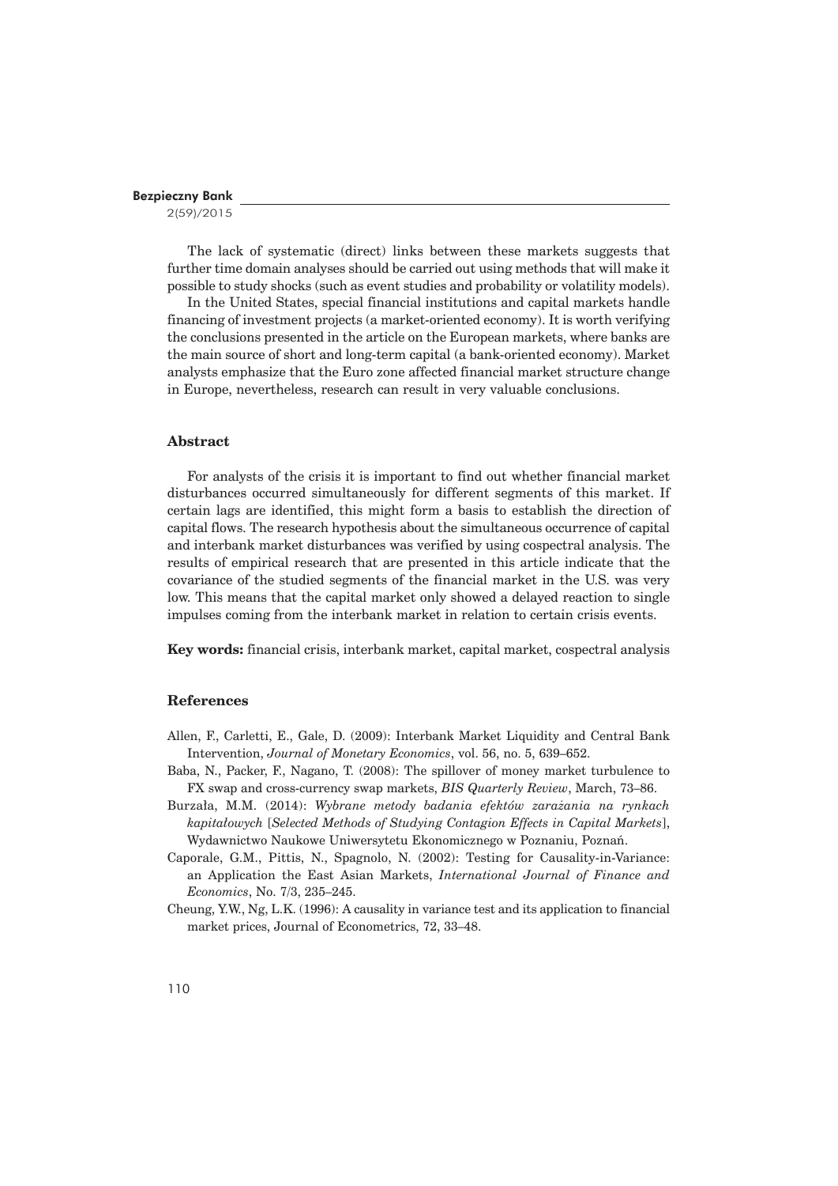The lack of systematic (direct) links between these markets suggests that further time domain analyses should be carried out using methods that will make it possible to study shocks (such as event studies and probability or volatility models).

In the United States, special financial institutions and capital markets handle financing of investment projects (a market-oriented economy). It is worth verifying the conclusions presented in the article on the European markets, where banks are the main source of short and long-term capital (a bank-oriented economy). Market analysts emphasize that the Euro zone affected financial market structure change in Europe, nevertheless, research can result in very valuable conclusions.

## Abstract

For analysts of the crisis it is important to find out whether financial market disturbances occurred simultaneously for different segments of this market. If certain lags are identified, this might form a basis to establish the direction of capital flows. The research hypothesis about the simultaneous occurrence of capital and interbank market disturbances was verified by using cospectral analysis. The results of empirical research that are presented in this article indicate that the covariance of the studied segments of the financial market in the U.S. was very low. This means that the capital market only showed a delayed reaction to single impulses coming from the interbank market in relation to certain crisis events.

**Key words:** financial crisis, interbank market, capital market, cospectral analysis

## References

Allen, F., Carletti, E., Gale, D. (2009): Interbank Market Liquidity and Central Bank Intervention, *Journal of Monetary Economics*, vol. 56, no. 5, 639–652.

Baba, N., Packer, F., Nagano, T. (2008): The spillover of money market turbulence to FX swap and cross-currency swap markets, *BIS Quarterly Review*, March, 73–86.

Burzała, M.M. (2014): *Wybrane metody badania efektów zarażania na rynkach kapitałowych* [*Selected Methods of Studying Contagion Effects in Capital Markets*], Wydawnictwo Naukowe Uniwersytetu Ekonomicznego w Poznaniu, Poznań.

Caporale, G.M., Pittis, N., Spagnolo, N. (2002): Testing for Causality-in-Variance: an Application the East Asian Markets, *International Journal of Finance and Economics*, No. 7/3, 235–245.

Cheung, Y.W., Ng, L.K. (1996): A causality in variance test and its application to financial market prices, Journal of Econometrics, 72, 33–48.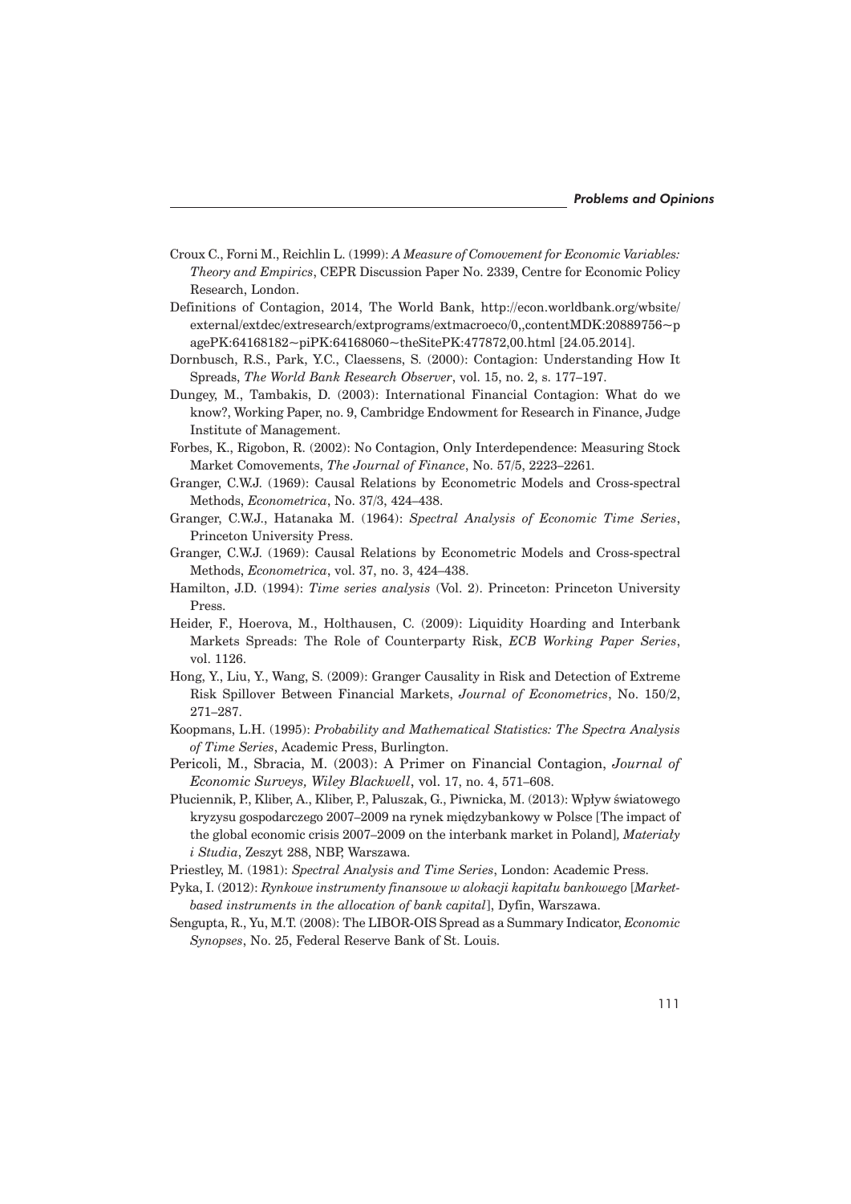Croux C., Forni M., Reichlin L. (1999): *A Measure of Comovement for Economic Variables: Theory and Empirics*, CEPR Discussion Paper No. 2339, Centre for Economic Policy Research, London.

Definitions of Contagion, 2014, The World Bank, http://econ.worldbank.org/wbsite/external/extdec/extresearch/extprograms/extmacroeco/0,,contentMDK:20889756~pagePK:64168182~piPK:64168060~theSitePK:477872,00.html [24.05.2014].

Dornbusch, R.S., Park, Y.C., Claessens, S. (2000): Contagion: Understanding How It Spreads, *The World Bank Research Observer*, vol. 15, no. 2, s. 177–197.

Dungey, M., Tambakis, D. (2003): International Financial Contagion: What do we know?, Working Paper, no. 9, Cambridge Endowment for Research in Finance, Judge Institute of Management.

Forbes, K., Rigobon, R. (2002): No Contagion, Only Interdependence: Measuring Stock Market Comovements, *The Journal of Finance*, No. 57/5, 2223–2261.

Granger, C.W.J. (1969): Causal Relations by Econometric Models and Cross-spectral Methods, *Econometrica*, No. 37/3, 424–438.

Granger, C.W.J., Hatanaka M. (1964): *Spectral Analysis of Economic Time Series*, Princeton University Press.

Granger, C.W.J. (1969): Causal Relations by Econometric Models and Cross-spectral Methods, *Econometrica*, vol. 37, no. 3, 424–438.

Hamilton, J.D. (1994): *Time series analysis* (Vol. 2). Princeton: Princeton University Press.

Heider, F., Hoerova, M., Holthausen, C. (2009): Liquidity Hoarding and Interbank Markets Spreads: The Role of Counterparty Risk, *ECB Working Paper Series*, vol. 1126.

Hong, Y., Liu, Y., Wang, S. (2009): Granger Causality in Risk and Detection of Extreme Risk Spillover Between Financial Markets, *Journal of Econometrics*, No. 150/2, 271–287.

Koopmans, L.H. (1995): *Probability and Mathematical Statistics: The Spectra Analysis of Time Series*, Academic Press, Burlington.

Pericoli, M., Sbracia, M. (2003): A Primer on Financial Contagion, *Journal of Economic Surveys, Wiley Blackwell*, vol. 17, no. 4, 571–608.

Płuciennik, P., Kliber, A., Kliber, P., Paluszak, G., Piwnicka, M. (2013): Wpływ światowego kryzysu gospodarczego 2007–2009 na rynek międzybankowy w Polsce [The impact of the global economic crisis 2007–2009 on the interbank market in Poland], *Materiały i Studia*, Zeszyt 288, NBP, Warszawa.

Priestley, M. (1981): *Spectral Analysis and Time Series*, London: Academic Press.

Pyka, I. (2012): *Rynkowe instrumenty finansowe w alokacji kapitału bankowego* [*Market-based instruments in the allocation of bank capital*], Dyfin, Warszawa.

Sengupta, R., Yu, M.T. (2008): The LIBOR-OIS Spread as a Summary Indicator, *Economic Synopses*, No. 25, Federal Reserve Bank of St. Louis.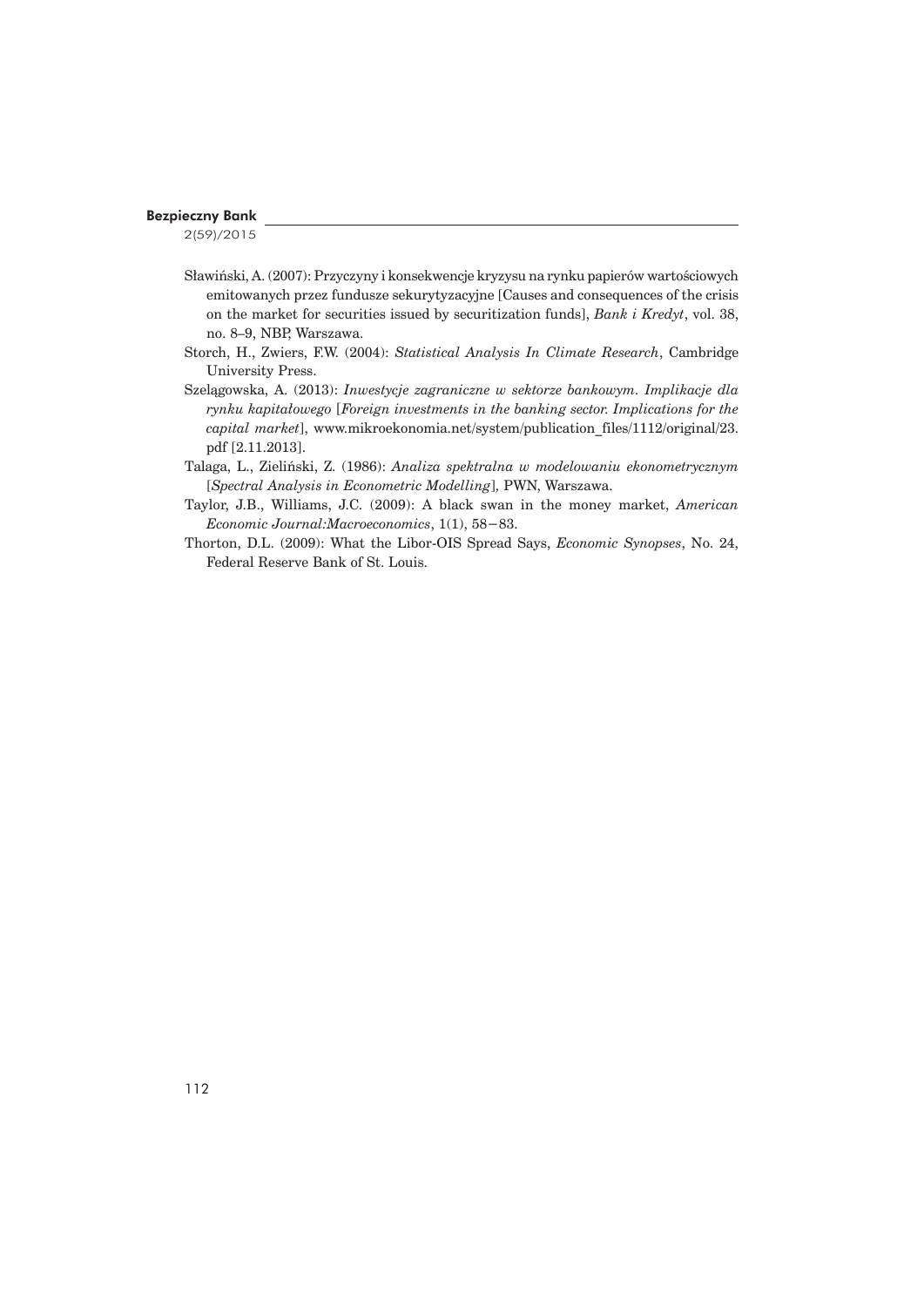Sławiński, A. (2007): Przyczyny i konsekwencje kryzysu na rynku papierów wartościowych emitowanych przez fundusze sekurytyzacyjne [Causes and consequences of the crisis on the market for securities issued by securitization funds], *Bank i Kredyt*, vol. 38, no. 8–9, NBP, Warszawa.

Storch, H., Zwiers, F.W. (2004): *Statistical Analysis In Climate Research*, Cambridge University Press.

Szelągowska, A. (2013): *Inwestycje zagraniczne w sektorze bankowym. Implikacje dla rynku kapitałowego* [*Foreign investments in the banking sector. Implications for the capital market*], www.mikroekonomia.net/system/publication_files/1112/original/23.pdf [2.11.2013].

Talaga, L., Zieliński, Z. (1986): *Analiza spektralna w modelowaniu ekonometrycznym* [*Spectral Analysis in Econometric Modelling*], PWN, Warszawa.

Taylor, J.B., Williams, J.C. (2009): A black swan in the money market, *American Economic Journal:Macroeconomics*, 1(1), 58−83.

Thorton, D.L. (2009): What the Libor-OIS Spread Says, *Economic Synopses*, No. 24, Federal Reserve Bank of St. Louis.